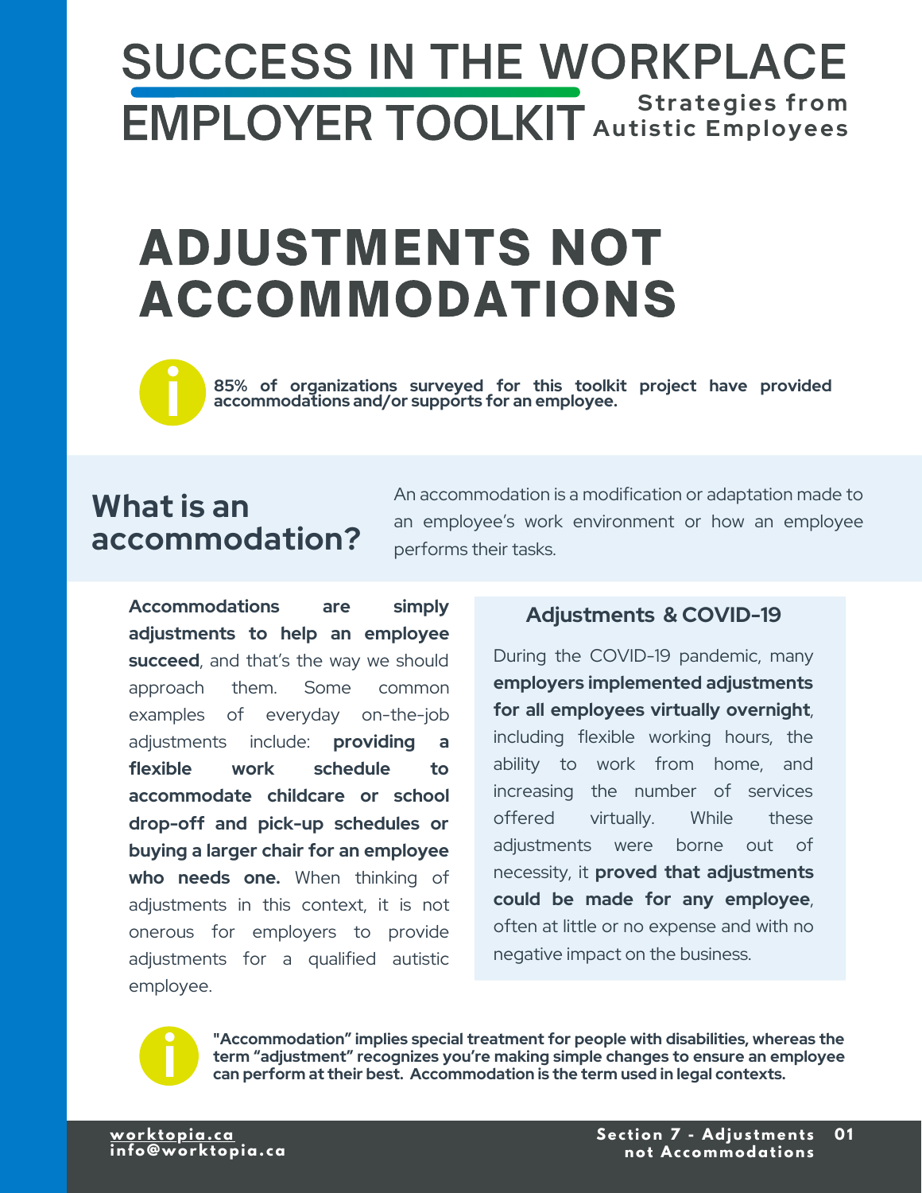# SUCCESS IN THE WORKPLACE EMPLOYER TOOLKIT

**Strategies from Autistic Employees**

# ADJUSTMENTS NOT ACCOMMODATIONS

**85% of organizations surveyed for this toolkit project have provided accommodations and/or supports for an employee.**

## What is an accommodation?

An accommodation is a modification or adaptation made to an employee's work environment or how an employee performs their tasks.

**Accommodations are simply adjustments to help an employee succeed**, and that's the way we should approach them. Some common examples of everyday on-the-job adjustments include: **providing a flexible work schedule to accommodate childcare or school drop-off and pick-up schedules or buying a larger chair for an employee who needs one.** When thinking of adjustments in this context, it is not onerous for employers to provide adjustments for a qualified autistic employee.

### Adjustments & COVID-19

During the COVID-19 pandemic, many **employers implemented adjustments for all employees virtually overnight**, including flexible working hours, the ability to work from home, and increasing the number of services offered virtually. While these adjustments were borne out of necessity, it **proved that adjustments could be made for any employee**, often at little or no expense and with no negative impact on the business.

**"Accommodation" implies special treatment for people with disabilities, whereas the term "adjustment" recognizes you're making simple changes to ensure an employee can perform at their best. Accommodation is the term used in legal contexts.**

worktopia.ca
info@worktopia.ca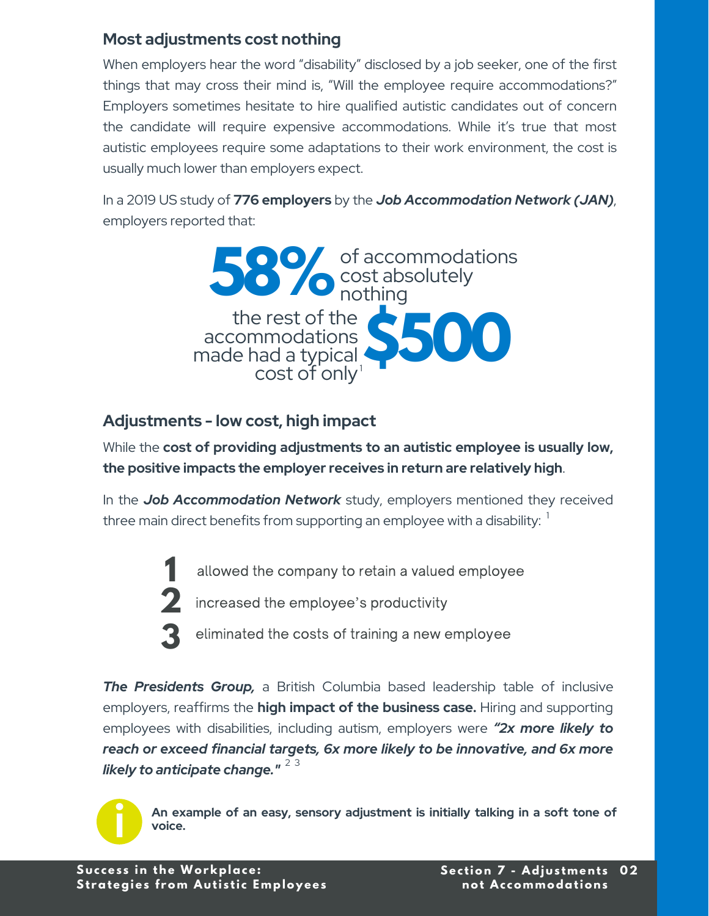## Most adjustments cost nothing

When employers hear the word "disability" disclosed by a job seeker, one of the first things that may cross their mind is, "Will the employee require accommodations?" Employers sometimes hesitate to hire qualified autistic candidates out of concern the candidate will require expensive accommodations. While it's true that most autistic employees require some adaptations to their work environment, the cost is usually much lower than employers expect.

In a 2019 US study of **776 employers** by the ***Job Accommodation Network (JAN)***, employers reported that:

**58%** of accommodations cost absolutely nothing

the rest of the accommodations made had a typical cost of only[1] **$500**

## Adjustments - low cost, high impact

While the **cost of providing adjustments to an autistic employee is usually low, the positive impacts the employer receives in return are relatively high**.

In the ***Job Accommodation Network*** study, employers mentioned they received three main direct benefits from supporting an employee with a disability: [1]

1. allowed the company to retain a valued employee
2. increased the employee's productivity
3. eliminated the costs of training a new employee

***The Presidents Group,*** a British Columbia based leadership table of inclusive employers, reaffirms the **high impact of the business case.** Hiring and supporting employees with disabilities, including autism, employers were ***"2x more likely to reach or exceed financial targets, 6x more likely to be innovative, and 6x more likely to anticipate change."*** [2] [3]

**An example of an easy, sensory adjustment is initially talking in a soft tone of voice.**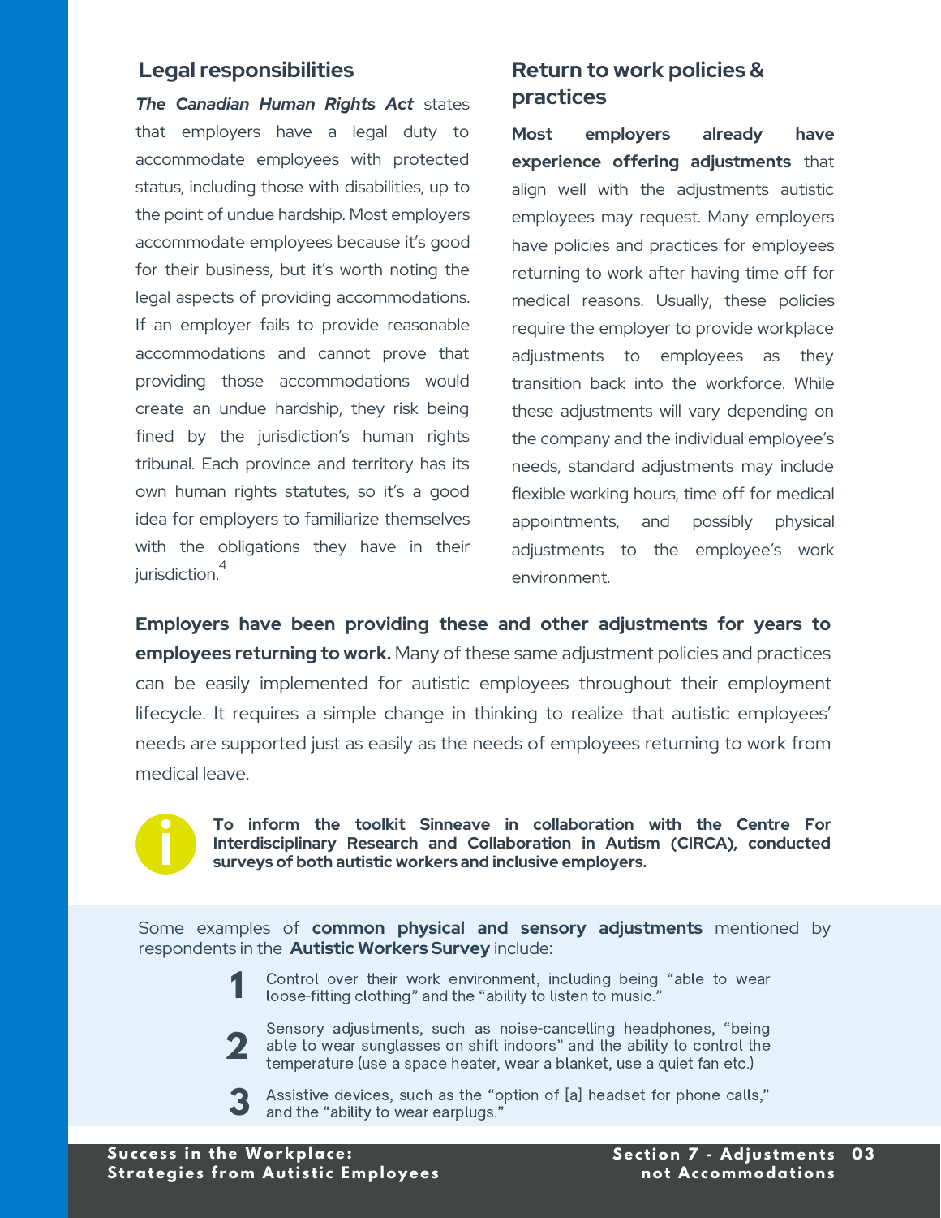## Legal responsibilities

***The Canadian Human Rights Act*** states that employers have a legal duty to accommodate employees with protected status, including those with disabilities, up to the point of undue hardship. Most employers accommodate employees because it's good for their business, but it's worth noting the legal aspects of providing accommodations. If an employer fails to provide reasonable accommodations and cannot prove that providing those accommodations would create an undue hardship, they risk being fined by the jurisdiction's human rights tribunal. Each province and territory has its own human rights statutes, so it's a good idea for employers to familiarize themselves with the obligations they have in their jurisdiction.[4]

## Return to work policies & practices

**Most employers already have experience offering adjustments** that align well with the adjustments autistic employees may request. Many employers have policies and practices for employees returning to work after having time off for medical reasons. Usually, these policies require the employer to provide workplace adjustments to employees as they transition back into the workforce. While these adjustments will vary depending on the company and the individual employee's needs, standard adjustments may include flexible working hours, time off for medical appointments, and possibly physical adjustments to the employee's work environment.

**Employers have been providing these and other adjustments for years to employees returning to work.** Many of these same adjustment policies and practices can be easily implemented for autistic employees throughout their employment lifecycle. It requires a simple change in thinking to realize that autistic employees' needs are supported just as easily as the needs of employees returning to work from medical leave.

**To inform the toolkit Sinneave in collaboration with the Centre For Interdisciplinary Research and Collaboration in Autism (CIRCA), conducted surveys of both autistic workers and inclusive employers.**

Some examples of **common physical and sensory adjustments** mentioned by respondents in the **Autistic Workers Survey** include:

1. Control over their work environment, including being "able to wear loose-fitting clothing" and the "ability to listen to music."
2. Sensory adjustments, such as noise-cancelling headphones, "being able to wear sunglasses on shift indoors" and the ability to control the temperature (use a space heater, wear a blanket, use a quiet fan etc.)
3. Assistive devices, such as the "option of [a] headset for phone calls," and the "ability to wear earplugs."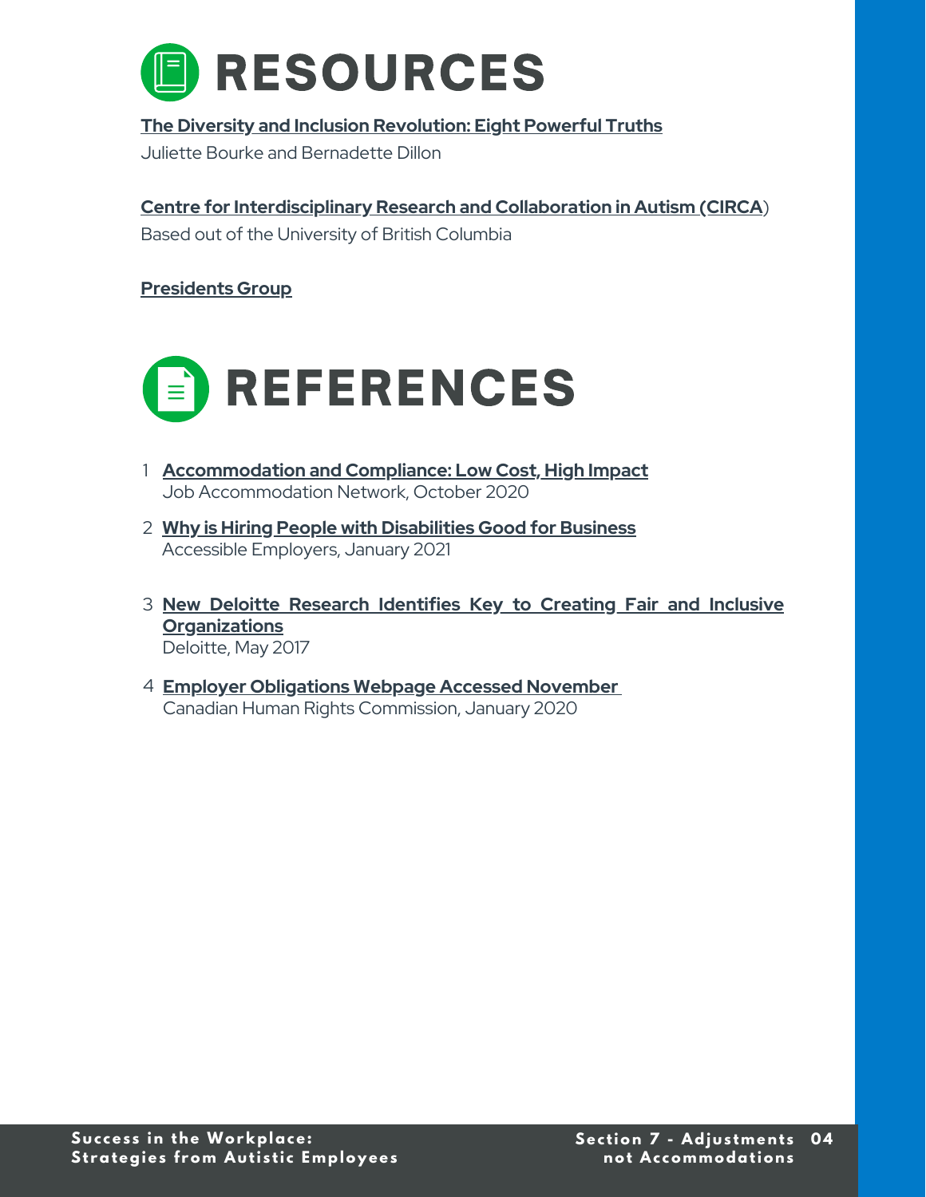# RESOURCES

**[The Diversity and Inclusion Revolution: Eight Powerful Truths]**
Juliette Bourke and Bernadette Dillon

**Centre for Interdisciplinary Research and Collaboration in Autism (CIRCA)**
Based out of the University of British Columbia

**Presidents Group**

# REFERENCES

1. **Accommodation and Compliance: Low Cost, High Impact**
   Job Accommodation Network, October 2020
2. **Why is Hiring People with Disabilities Good for Business**
   Accessible Employers, January 2021
3. **New Deloitte Research Identifies Key to Creating Fair and Inclusive Organizations**
   Deloitte, May 2017
4. **Employer Obligations Webpage Accessed November**
   Canadian Human Rights Commission, January 2020